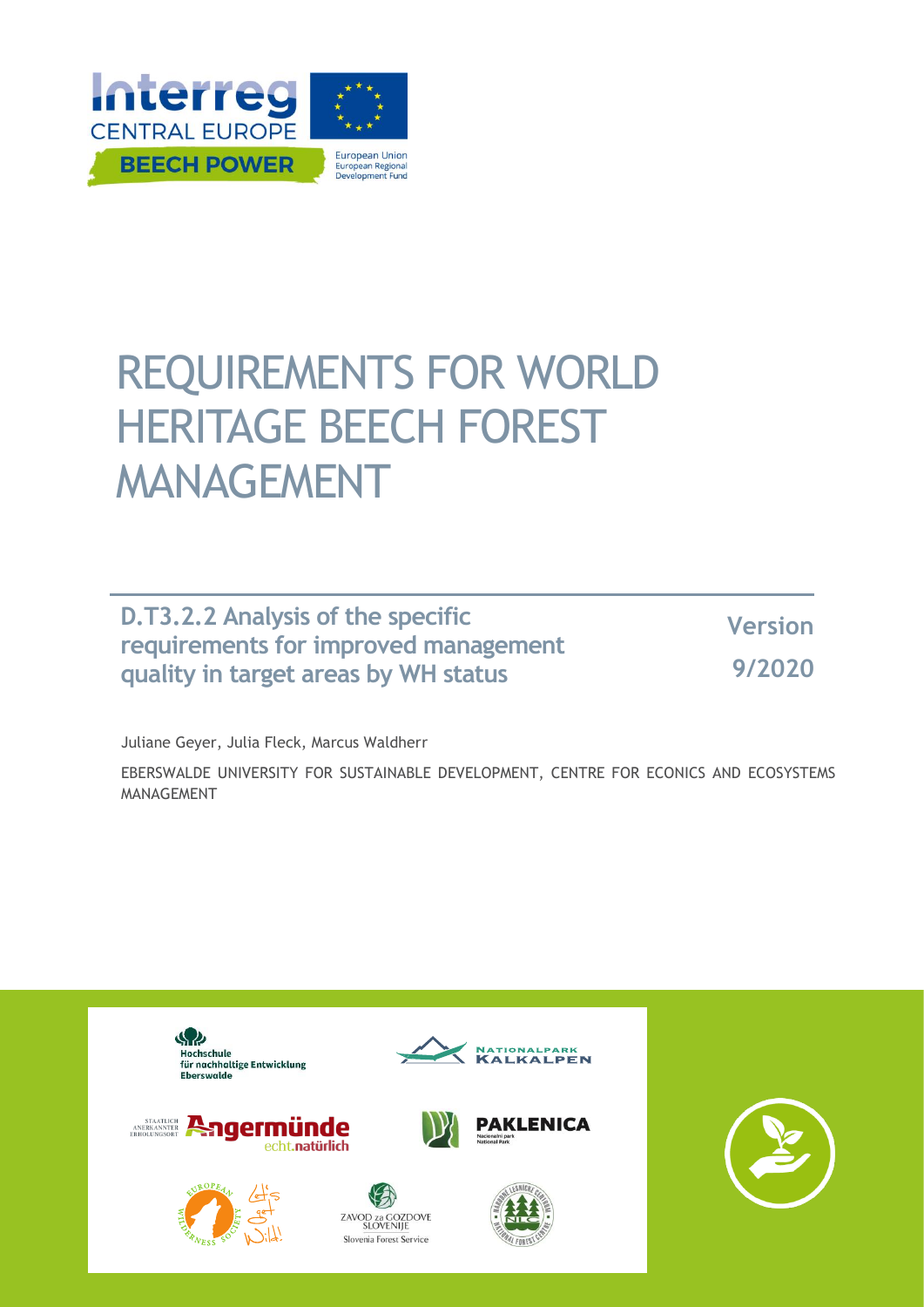Interreg CENTRAL EUROPE

BEECH POWER

European Union
European Regional
Development Fund

# REQUIREMENTS FOR WORLD HERITAGE BEECH FOREST MANAGEMENT

**D.T3.2.2 Analysis of the specific requirements for improved management quality in target areas by WH status**

**Version 9/2020**

Juliane Geyer, Julia Fleck, Marcus Waldherr

EBERSWALDE UNIVERSITY FOR SUSTAINABLE DEVELOPMENT, CENTRE FOR ECONICS AND ECOSYSTEMS MANAGEMENT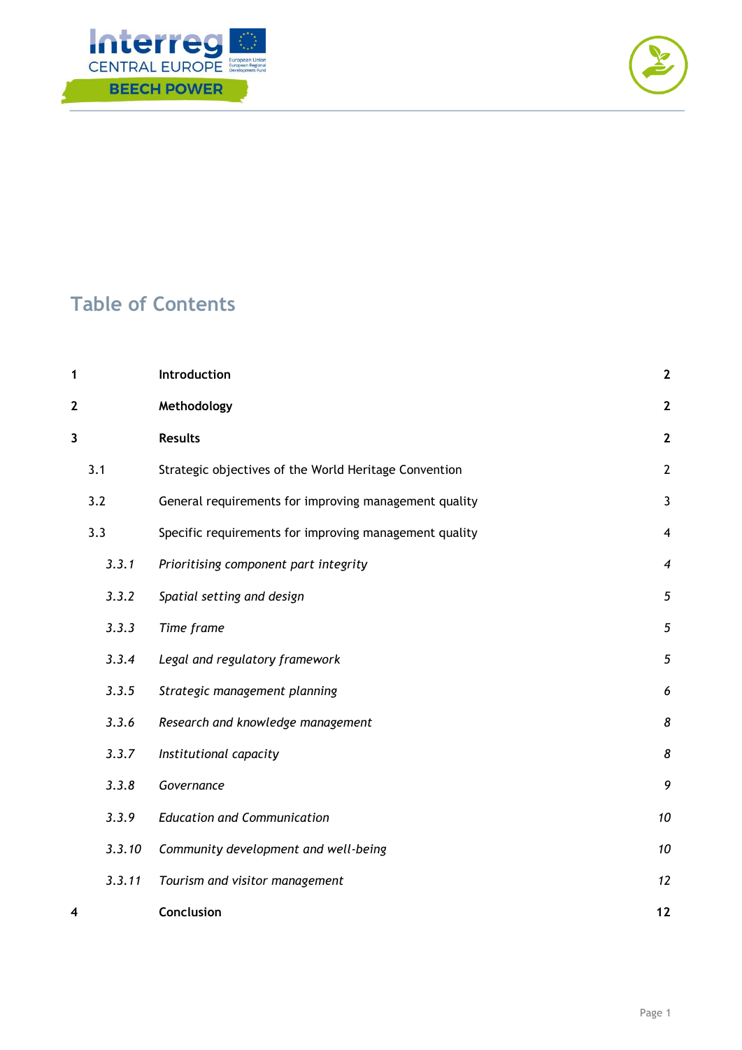# Table of Contents

| | | |
|---|---|---|
| **1** | **Introduction** | **2** |
| **2** | **Methodology** | **2** |
| **3** | **Results** | **2** |
| 3.1 | Strategic objectives of the World Heritage Convention | 2 |
| 3.2 | General requirements for improving management quality | 3 |
| 3.3 | Specific requirements for improving management quality | 4 |
| *3.3.1* | *Prioritising component part integrity* | *4* |
| *3.3.2* | *Spatial setting and design* | *5* |
| *3.3.3* | *Time frame* | *5* |
| *3.3.4* | *Legal and regulatory framework* | *5* |
| *3.3.5* | *Strategic management planning* | *6* |
| *3.3.6* | *Research and knowledge management* | *8* |
| *3.3.7* | *Institutional capacity* | *8* |
| *3.3.8* | *Governance* | *9* |
| *3.3.9* | *Education and Communication* | *10* |
| *3.3.10* | *Community development and well-being* | *10* |
| *3.3.11* | *Tourism and visitor management* | *12* |
| **4** | **Conclusion** | **12** |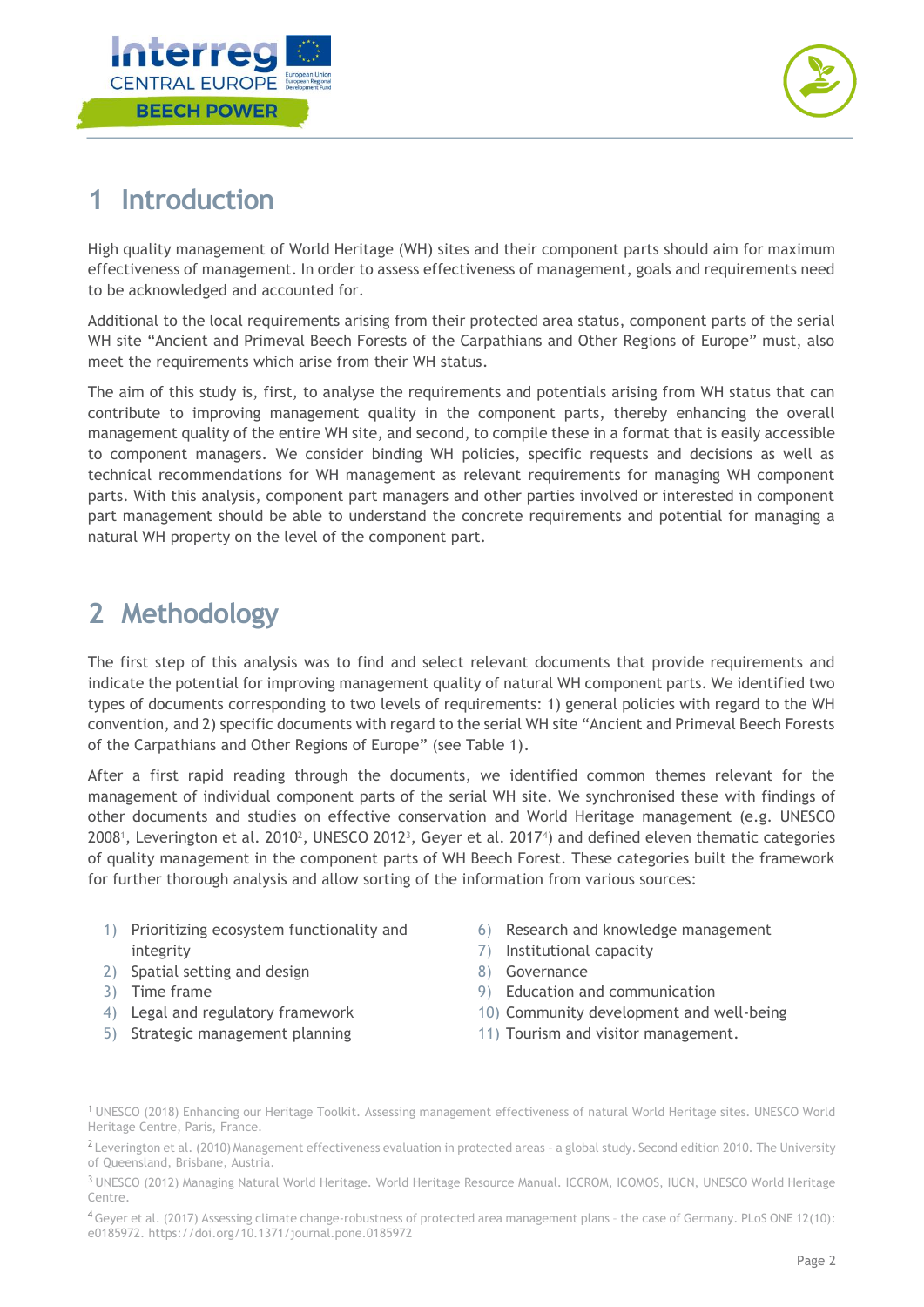# 1 Introduction

High quality management of World Heritage (WH) sites and their component parts should aim for maximum effectiveness of management. In order to assess effectiveness of management, goals and requirements need to be acknowledged and accounted for.

Additional to the local requirements arising from their protected area status, component parts of the serial WH site "Ancient and Primeval Beech Forests of the Carpathians and Other Regions of Europe" must, also meet the requirements which arise from their WH status.

The aim of this study is, first, to analyse the requirements and potentials arising from WH status that can contribute to improving management quality in the component parts, thereby enhancing the overall management quality of the entire WH site, and second, to compile these in a format that is easily accessible to component managers. We consider binding WH policies, specific requests and decisions as well as technical recommendations for WH management as relevant requirements for managing WH component parts. With this analysis, component part managers and other parties involved or interested in component part management should be able to understand the concrete requirements and potential for managing a natural WH property on the level of the component part.

# 2 Methodology

The first step of this analysis was to find and select relevant documents that provide requirements and indicate the potential for improving management quality of natural WH component parts. We identified two types of documents corresponding to two levels of requirements: 1) general policies with regard to the WH convention, and 2) specific documents with regard to the serial WH site "Ancient and Primeval Beech Forests of the Carpathians and Other Regions of Europe" (see Table 1).

After a first rapid reading through the documents, we identified common themes relevant for the management of individual component parts of the serial WH site. We synchronised these with findings of other documents and studies on effective conservation and World Heritage management (e.g. UNESCO 2008[1], Leverington et al. 2010[2], UNESCO 2012[3], Geyer et al. 2017[4]) and defined eleven thematic categories of quality management in the component parts of WH Beech Forest. These categories built the framework for further thorough analysis and allow sorting of the information from various sources:

1) Prioritizing ecosystem functionality and integrity
2) Spatial setting and design
3) Time frame
4) Legal and regulatory framework
5) Strategic management planning
6) Research and knowledge management
7) Institutional capacity
8) Governance
9) Education and communication
10) Community development and well-being
11) Tourism and visitor management.

[1] UNESCO (2018) Enhancing our Heritage Toolkit. Assessing management effectiveness of natural World Heritage sites. UNESCO World Heritage Centre, Paris, France.

[2] Leverington et al. (2010) Management effectiveness evaluation in protected areas – a global study. Second edition 2010. The University of Queensland, Brisbane, Austria.

[3] UNESCO (2012) Managing Natural World Heritage. World Heritage Resource Manual. ICCROM, ICOMOS, IUCN, UNESCO World Heritage Centre.

[4] Geyer et al. (2017) Assessing climate change-robustness of protected area management plans – the case of Germany. PLoS ONE 12(10): e0185972. https://doi.org/10.1371/journal.pone.0185972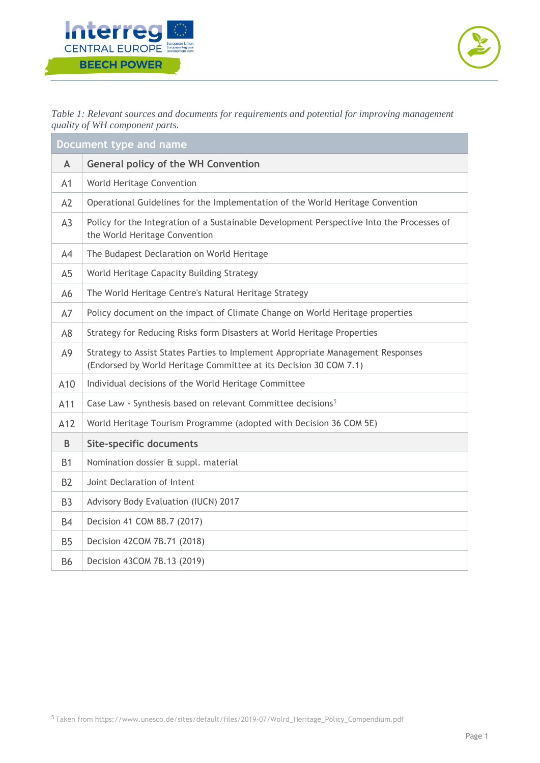*Table 1: Relevant sources and documents for requirements and potential for improving management quality of WH component parts.*

| Document type and name | |
|---|---|
| **A** | **General policy of the WH Convention** |
| A1 | World Heritage Convention |
| A2 | Operational Guidelines for the Implementation of the World Heritage Convention |
| A3 | Policy for the Integration of a Sustainable Development Perspective Into the Processes of the World Heritage Convention |
| A4 | The Budapest Declaration on World Heritage |
| A5 | World Heritage Capacity Building Strategy |
| A6 | The World Heritage Centre's Natural Heritage Strategy |
| A7 | Policy document on the impact of Climate Change on World Heritage properties |
| A8 | Strategy for Reducing Risks form Disasters at World Heritage Properties |
| A9 | Strategy to Assist States Parties to Implement Appropriate Management Responses (Endorsed by World Heritage Committee at its Decision 30 COM 7.1) |
| A10 | Individual decisions of the World Heritage Committee |
| A11 | Case Law - Synthesis based on relevant Committee decisions[5] |
| A12 | World Heritage Tourism Programme (adopted with Decision 36 COM 5E) |
| **B** | **Site-specific documents** |
| B1 | Nomination dossier & suppl. material |
| B2 | Joint Declaration of Intent |
| B3 | Advisory Body Evaluation (IUCN) 2017 |
| B4 | Decision 41 COM 8B.7 (2017) |
| B5 | Decision 42COM 7B.71 (2018) |
| B6 | Decision 43COM 7B.13 (2019) |

[5] Taken from https://www.unesco.de/sites/default/files/2019-07/Wolrd_Heritage_Policy_Compendium.pdf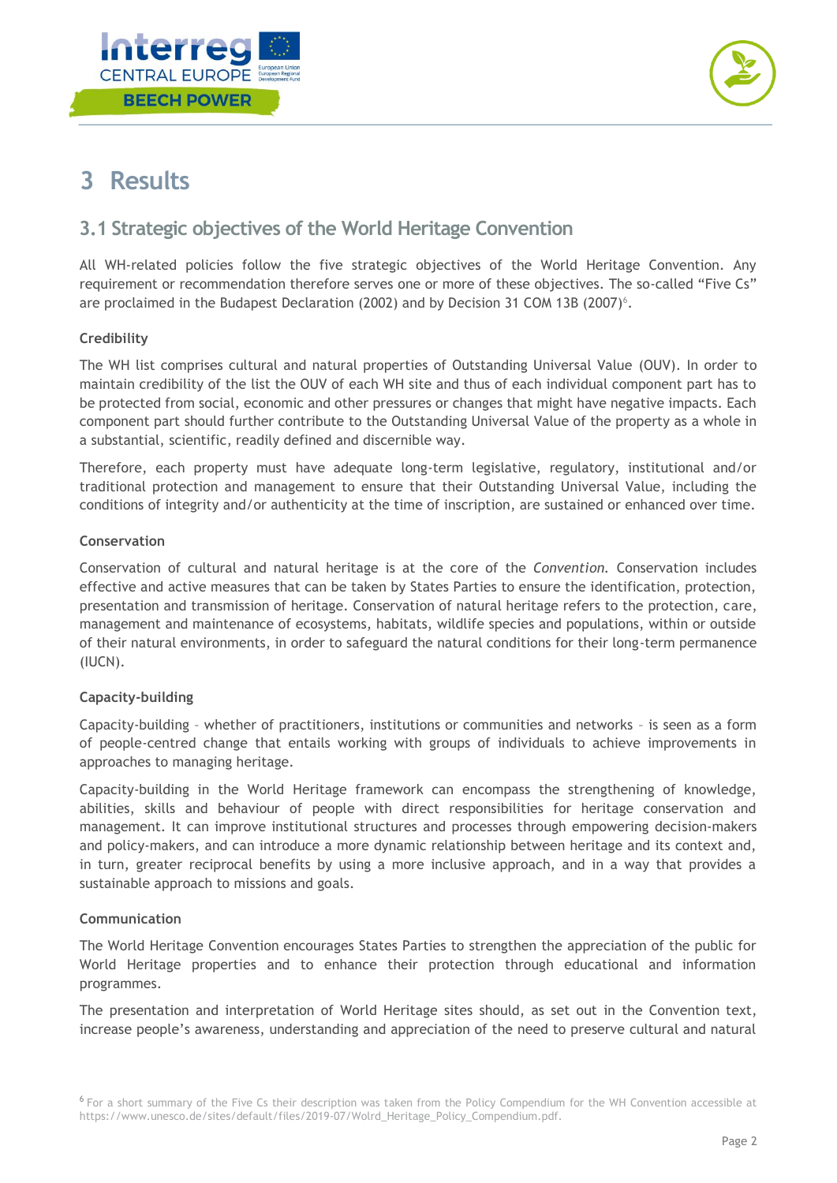# 3 Results

## 3.1 Strategic objectives of the World Heritage Convention

All WH-related policies follow the five strategic objectives of the World Heritage Convention. Any requirement or recommendation therefore serves one or more of these objectives. The so-called "Five Cs" are proclaimed in the Budapest Declaration (2002) and by Decision 31 COM 13B (2007)[6].

**Credibility**

The WH list comprises cultural and natural properties of Outstanding Universal Value (OUV). In order to maintain credibility of the list the OUV of each WH site and thus of each individual component part has to be protected from social, economic and other pressures or changes that might have negative impacts. Each component part should further contribute to the Outstanding Universal Value of the property as a whole in a substantial, scientific, readily defined and discernible way.

Therefore, each property must have adequate long-term legislative, regulatory, institutional and/or traditional protection and management to ensure that their Outstanding Universal Value, including the conditions of integrity and/or authenticity at the time of inscription, are sustained or enhanced over time.

**Conservation**

Conservation of cultural and natural heritage is at the core of the *Convention.* Conservation includes effective and active measures that can be taken by States Parties to ensure the identification, protection, presentation and transmission of heritage. Conservation of natural heritage refers to the protection, care, management and maintenance of ecosystems, habitats, wildlife species and populations, within or outside of their natural environments, in order to safeguard the natural conditions for their long-term permanence (IUCN).

**Capacity-building**

Capacity-building – whether of practitioners, institutions or communities and networks – is seen as a form of people-centred change that entails working with groups of individuals to achieve improvements in approaches to managing heritage.

Capacity-building in the World Heritage framework can encompass the strengthening of knowledge, abilities, skills and behaviour of people with direct responsibilities for heritage conservation and management. It can improve institutional structures and processes through empowering decision-makers and policy-makers, and can introduce a more dynamic relationship between heritage and its context and, in turn, greater reciprocal benefits by using a more inclusive approach, and in a way that provides a sustainable approach to missions and goals.

**Communication**

The World Heritage Convention encourages States Parties to strengthen the appreciation of the public for World Heritage properties and to enhance their protection through educational and information programmes.

The presentation and interpretation of World Heritage sites should, as set out in the Convention text, increase people's awareness, understanding and appreciation of the need to preserve cultural and natural

[6] For a short summary of the Five Cs their description was taken from the Policy Compendium for the WH Convention accessible at https://www.unesco.de/sites/default/files/2019-07/Wolrd_Heritage_Policy_Compendium.pdf.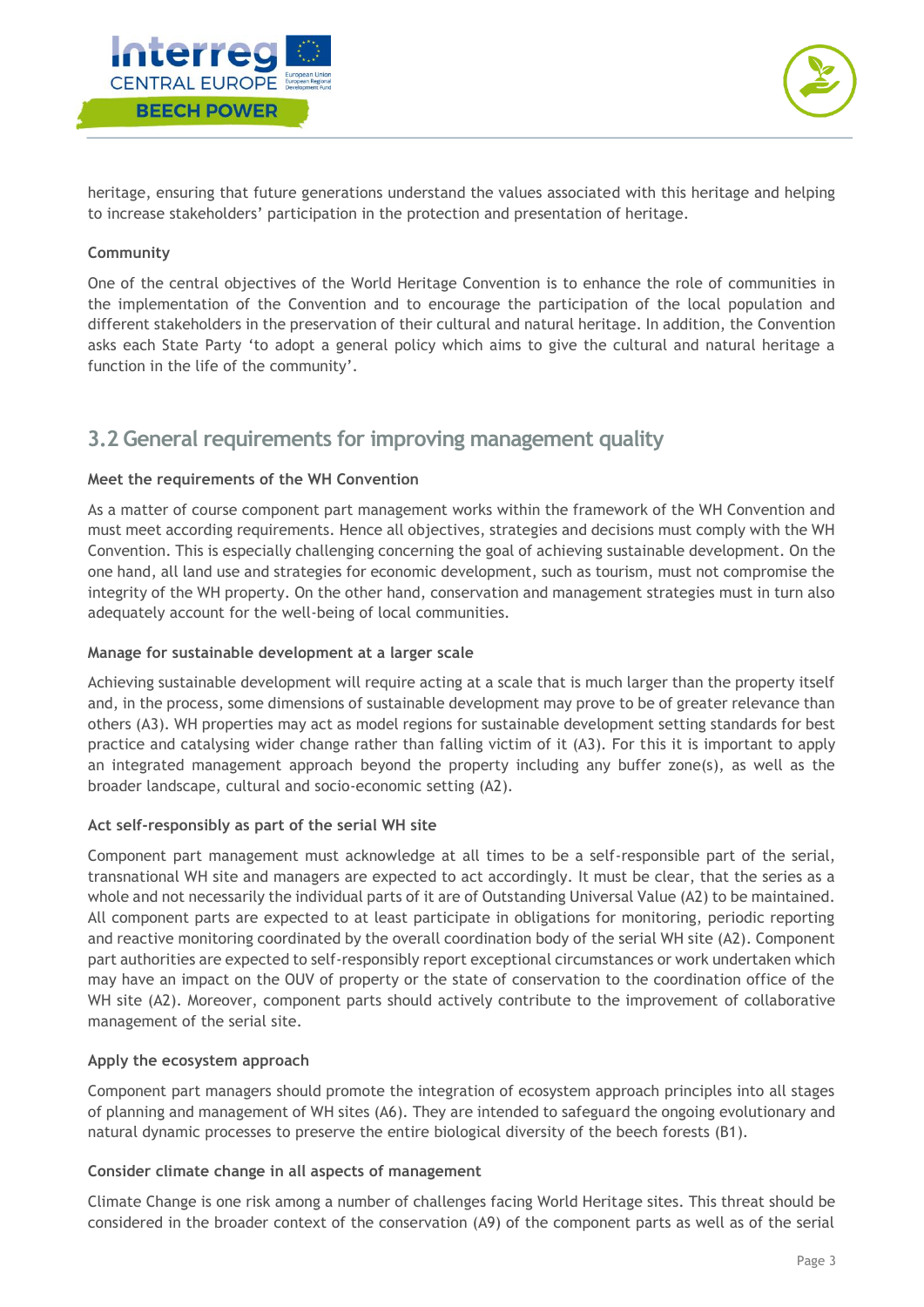heritage, ensuring that future generations understand the values associated with this heritage and helping to increase stakeholders' participation in the protection and presentation of heritage.

**Community**

One of the central objectives of the World Heritage Convention is to enhance the role of communities in the implementation of the Convention and to encourage the participation of the local population and different stakeholders in the preservation of their cultural and natural heritage. In addition, the Convention asks each State Party 'to adopt a general policy which aims to give the cultural and natural heritage a function in the life of the community'.

## 3.2 General requirements for improving management quality

**Meet the requirements of the WH Convention**

As a matter of course component part management works within the framework of the WH Convention and must meet according requirements. Hence all objectives, strategies and decisions must comply with the WH Convention. This is especially challenging concerning the goal of achieving sustainable development. On the one hand, all land use and strategies for economic development, such as tourism, must not compromise the integrity of the WH property. On the other hand, conservation and management strategies must in turn also adequately account for the well-being of local communities.

**Manage for sustainable development at a larger scale**

Achieving sustainable development will require acting at a scale that is much larger than the property itself and, in the process, some dimensions of sustainable development may prove to be of greater relevance than others (A3). WH properties may act as model regions for sustainable development setting standards for best practice and catalysing wider change rather than falling victim of it (A3). For this it is important to apply an integrated management approach beyond the property including any buffer zone(s), as well as the broader landscape, cultural and socio-economic setting (A2).

**Act self-responsibly as part of the serial WH site**

Component part management must acknowledge at all times to be a self-responsible part of the serial, transnational WH site and managers are expected to act accordingly. It must be clear, that the series as a whole and not necessarily the individual parts of it are of Outstanding Universal Value (A2) to be maintained. All component parts are expected to at least participate in obligations for monitoring, periodic reporting and reactive monitoring coordinated by the overall coordination body of the serial WH site (A2). Component part authorities are expected to self-responsibly report exceptional circumstances or work undertaken which may have an impact on the OUV of property or the state of conservation to the coordination office of the WH site (A2). Moreover, component parts should actively contribute to the improvement of collaborative management of the serial site.

**Apply the ecosystem approach**

Component part managers should promote the integration of ecosystem approach principles into all stages of planning and management of WH sites (A6). They are intended to safeguard the ongoing evolutionary and natural dynamic processes to preserve the entire biological diversity of the beech forests (B1).

**Consider climate change in all aspects of management**

Climate Change is one risk among a number of challenges facing World Heritage sites. This threat should be considered in the broader context of the conservation (A9) of the component parts as well as of the serial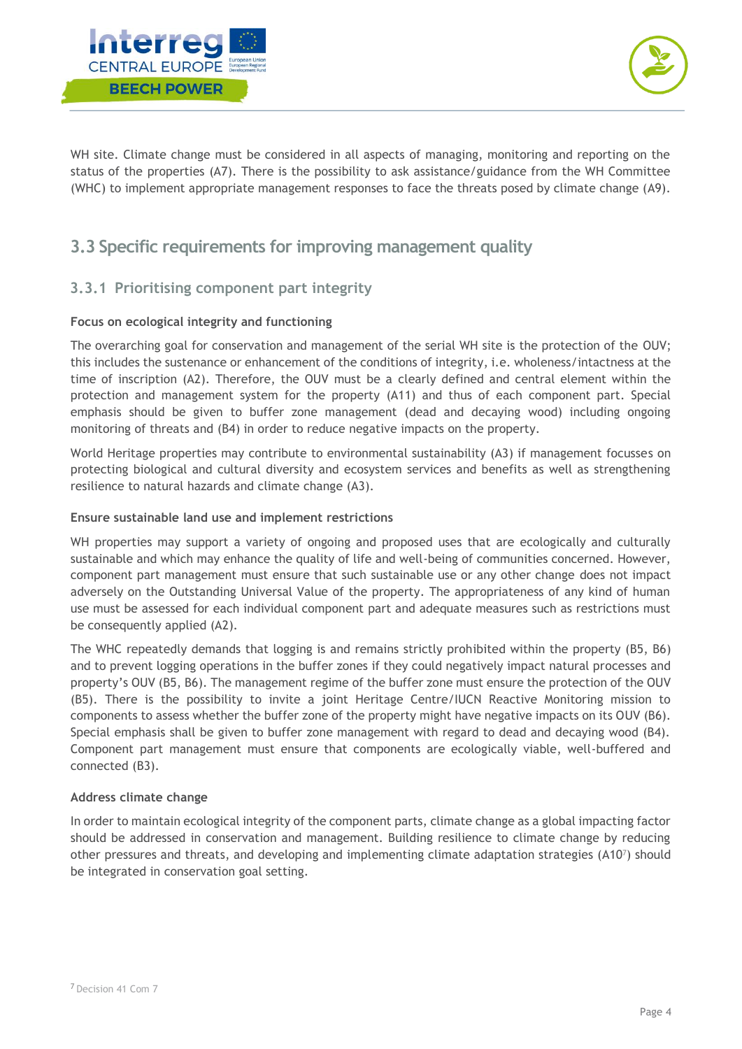WH site. Climate change must be considered in all aspects of managing, monitoring and reporting on the status of the properties (A7). There is the possibility to ask assistance/guidance from the WH Committee (WHC) to implement appropriate management responses to face the threats posed by climate change (A9).

## 3.3 Specific requirements for improving management quality

### 3.3.1 Prioritising component part integrity

**Focus on ecological integrity and functioning**

The overarching goal for conservation and management of the serial WH site is the protection of the OUV; this includes the sustenance or enhancement of the conditions of integrity, i.e. wholeness/intactness at the time of inscription (A2). Therefore, the OUV must be a clearly defined and central element within the protection and management system for the property (A11) and thus of each component part. Special emphasis should be given to buffer zone management (dead and decaying wood) including ongoing monitoring of threats and (B4) in order to reduce negative impacts on the property.

World Heritage properties may contribute to environmental sustainability (A3) if management focusses on protecting biological and cultural diversity and ecosystem services and benefits as well as strengthening resilience to natural hazards and climate change (A3).

**Ensure sustainable land use and implement restrictions**

WH properties may support a variety of ongoing and proposed uses that are ecologically and culturally sustainable and which may enhance the quality of life and well-being of communities concerned. However, component part management must ensure that such sustainable use or any other change does not impact adversely on the Outstanding Universal Value of the property. The appropriateness of any kind of human use must be assessed for each individual component part and adequate measures such as restrictions must be consequently applied (A2).

The WHC repeatedly demands that logging is and remains strictly prohibited within the property (B5, B6) and to prevent logging operations in the buffer zones if they could negatively impact natural processes and property's OUV (B5, B6). The management regime of the buffer zone must ensure the protection of the OUV (B5). There is the possibility to invite a joint Heritage Centre/IUCN Reactive Monitoring mission to components to assess whether the buffer zone of the property might have negative impacts on its OUV (B6). Special emphasis shall be given to buffer zone management with regard to dead and decaying wood (B4). Component part management must ensure that components are ecologically viable, well-buffered and connected (B3).

**Address climate change**

In order to maintain ecological integrity of the component parts, climate change as a global impacting factor should be addressed in conservation and management. Building resilience to climate change by reducing other pressures and threats, and developing and implementing climate adaptation strategies (A10[7]) should be integrated in conservation goal setting.

[7] Decision 41 Com 7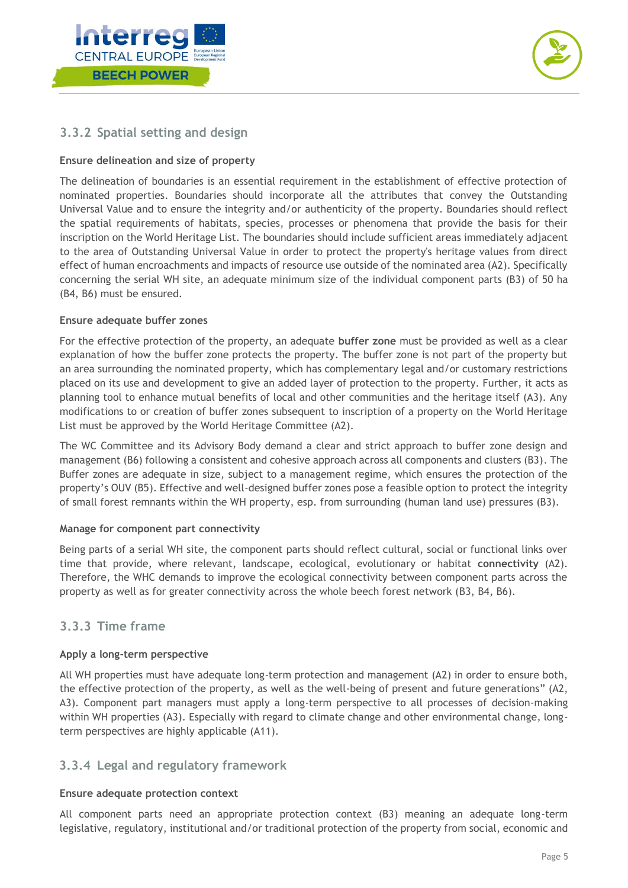### 3.3.2 Spatial setting and design

#### Ensure delineation and size of property

The delineation of boundaries is an essential requirement in the establishment of effective protection of nominated properties. Boundaries should incorporate all the attributes that convey the Outstanding Universal Value and to ensure the integrity and/or authenticity of the property. Boundaries should reflect the spatial requirements of habitats, species, processes or phenomena that provide the basis for their inscription on the World Heritage List. The boundaries should include sufficient areas immediately adjacent to the area of Outstanding Universal Value in order to protect the property's heritage values from direct effect of human encroachments and impacts of resource use outside of the nominated area (A2). Specifically concerning the serial WH site, an adequate minimum size of the individual component parts (B3) of 50 ha (B4, B6) must be ensured.

#### Ensure adequate buffer zones

For the effective protection of the property, an adequate **buffer zone** must be provided as well as a clear explanation of how the buffer zone protects the property. The buffer zone is not part of the property but an area surrounding the nominated property, which has complementary legal and/or customary restrictions placed on its use and development to give an added layer of protection to the property. Further, it acts as planning tool to enhance mutual benefits of local and other communities and the heritage itself (A3). Any modifications to or creation of buffer zones subsequent to inscription of a property on the World Heritage List must be approved by the World Heritage Committee (A2).

The WC Committee and its Advisory Body demand a clear and strict approach to buffer zone design and management (B6) following a consistent and cohesive approach across all components and clusters (B3). The Buffer zones are adequate in size, subject to a management regime, which ensures the protection of the property's OUV (B5). Effective and well-designed buffer zones pose a feasible option to protect the integrity of small forest remnants within the WH property, esp. from surrounding (human land use) pressures (B3).

#### Manage for component part connectivity

Being parts of a serial WH site, the component parts should reflect cultural, social or functional links over time that provide, where relevant, landscape, ecological, evolutionary or habitat **connectivity** (A2). Therefore, the WHC demands to improve the ecological connectivity between component parts across the property as well as for greater connectivity across the whole beech forest network (B3, B4, B6).

### 3.3.3 Time frame

#### Apply a long-term perspective

All WH properties must have adequate long-term protection and management (A2) in order to ensure both, the effective protection of the property, as well as the well-being of present and future generations" (A2, A3). Component part managers must apply a long-term perspective to all processes of decision-making within WH properties (A3). Especially with regard to climate change and other environmental change, long-term perspectives are highly applicable (A11).

### 3.3.4 Legal and regulatory framework

#### Ensure adequate protection context

All component parts need an appropriate protection context (B3) meaning an adequate long-term legislative, regulatory, institutional and/or traditional protection of the property from social, economic and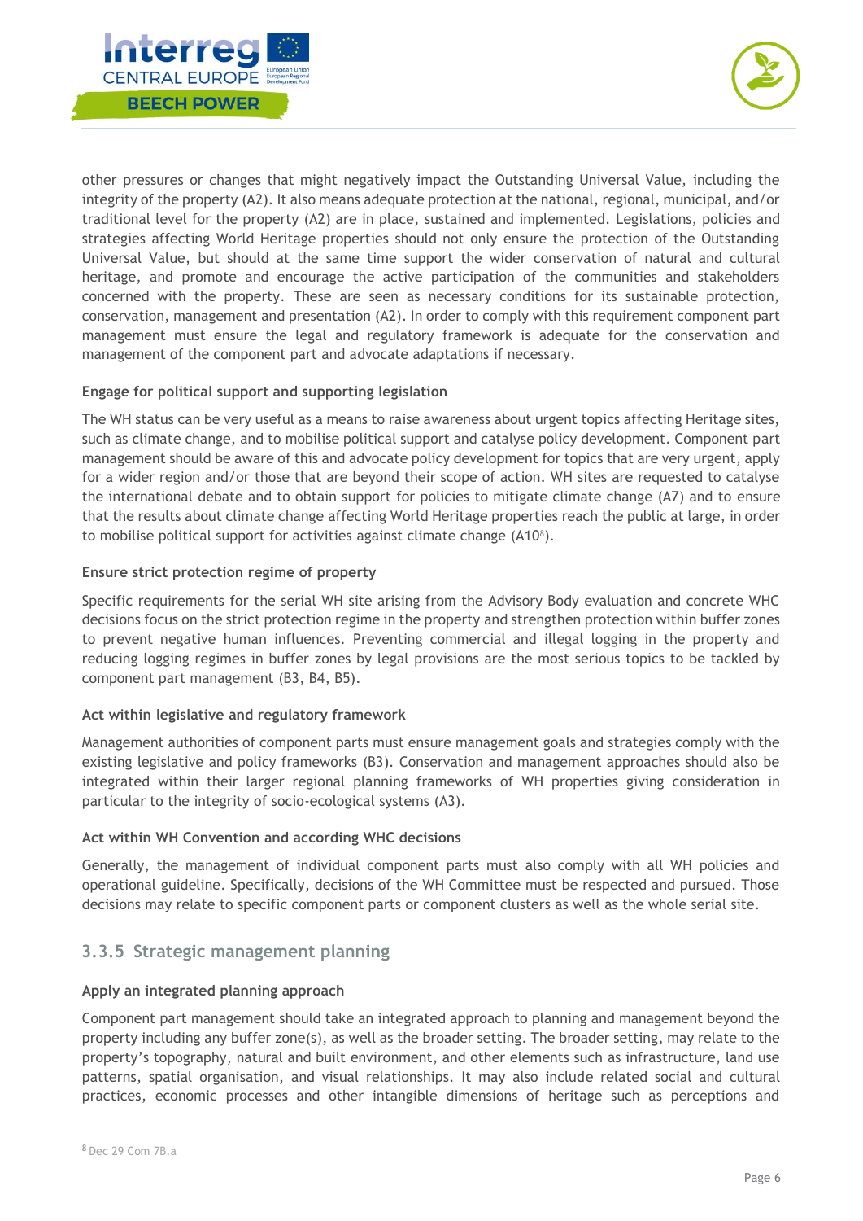other pressures or changes that might negatively impact the Outstanding Universal Value, including the integrity of the property (A2). It also means adequate protection at the national, regional, municipal, and/or traditional level for the property (A2) are in place, sustained and implemented. Legislations, policies and strategies affecting World Heritage properties should not only ensure the protection of the Outstanding Universal Value, but should at the same time support the wider conservation of natural and cultural heritage, and promote and encourage the active participation of the communities and stakeholders concerned with the property. These are seen as necessary conditions for its sustainable protection, conservation, management and presentation (A2). In order to comply with this requirement component part management must ensure the legal and regulatory framework is adequate for the conservation and management of the component part and advocate adaptations if necessary.

#### Engage for political support and supporting legislation

The WH status can be very useful as a means to raise awareness about urgent topics affecting Heritage sites, such as climate change, and to mobilise political support and catalyse policy development. Component part management should be aware of this and advocate policy development for topics that are very urgent, apply for a wider region and/or those that are beyond their scope of action. WH sites are requested to catalyse the international debate and to obtain support for policies to mitigate climate change (A7) and to ensure that the results about climate change affecting World Heritage properties reach the public at large, in order to mobilise political support for activities against climate change (A10[8]).

#### Ensure strict protection regime of property

Specific requirements for the serial WH site arising from the Advisory Body evaluation and concrete WHC decisions focus on the strict protection regime in the property and strengthen protection within buffer zones to prevent negative human influences. Preventing commercial and illegal logging in the property and reducing logging regimes in buffer zones by legal provisions are the most serious topics to be tackled by component part management (B3, B4, B5).

#### Act within legislative and regulatory framework

Management authorities of component parts must ensure management goals and strategies comply with the existing legislative and policy frameworks (B3). Conservation and management approaches should also be integrated within their larger regional planning frameworks of WH properties giving consideration in particular to the integrity of socio-ecological systems (A3).

#### Act within WH Convention and according WHC decisions

Generally, the management of individual component parts must also comply with all WH policies and operational guideline. Specifically, decisions of the WH Committee must be respected and pursued. Those decisions may relate to specific component parts or component clusters as well as the whole serial site.

### 3.3.5 Strategic management planning

#### Apply an integrated planning approach

Component part management should take an integrated approach to planning and management beyond the property including any buffer zone(s), as well as the broader setting. The broader setting, may relate to the property's topography, natural and built environment, and other elements such as infrastructure, land use patterns, spatial organisation, and visual relationships. It may also include related social and cultural practices, economic processes and other intangible dimensions of heritage such as perceptions and

[8] Dec 29 Com 7B.a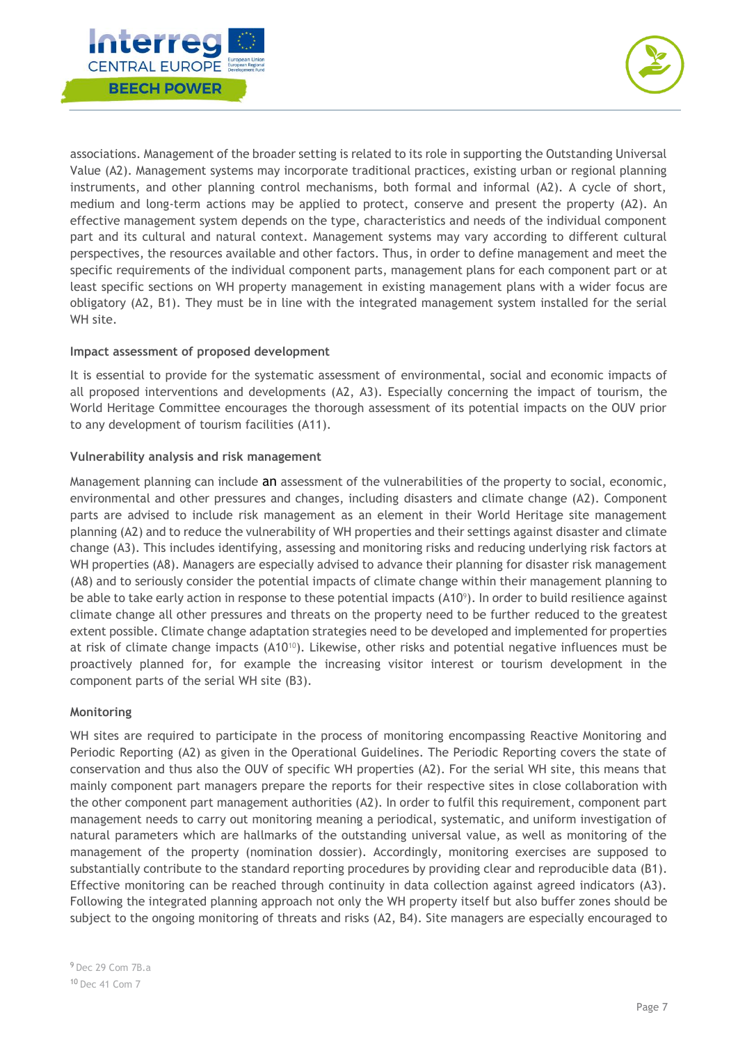associations. Management of the broader setting is related to its role in supporting the Outstanding Universal Value (A2). Management systems may incorporate traditional practices, existing urban or regional planning instruments, and other planning control mechanisms, both formal and informal (A2). A cycle of short, medium and long-term actions may be applied to protect, conserve and present the property (A2). An effective management system depends on the type, characteristics and needs of the individual component part and its cultural and natural context. Management systems may vary according to different cultural perspectives, the resources available and other factors. Thus, in order to define management and meet the specific requirements of the individual component parts, management plans for each component part or at least specific sections on WH property management in existing management plans with a wider focus are obligatory (A2, B1). They must be in line with the integrated management system installed for the serial WH site.

**Impact assessment of proposed development**

It is essential to provide for the systematic assessment of environmental, social and economic impacts of all proposed interventions and developments (A2, A3). Especially concerning the impact of tourism, the World Heritage Committee encourages the thorough assessment of its potential impacts on the OUV prior to any development of tourism facilities (A11).

**Vulnerability analysis and risk management**

Management planning can include an assessment of the vulnerabilities of the property to social, economic, environmental and other pressures and changes, including disasters and climate change (A2). Component parts are advised to include risk management as an element in their World Heritage site management planning (A2) and to reduce the vulnerability of WH properties and their settings against disaster and climate change (A3). This includes identifying, assessing and monitoring risks and reducing underlying risk factors at WH properties (A8). Managers are especially advised to advance their planning for disaster risk management (A8) and to seriously consider the potential impacts of climate change within their management planning to be able to take early action in response to these potential impacts (A10[9]). In order to build resilience against climate change all other pressures and threats on the property need to be further reduced to the greatest extent possible. Climate change adaptation strategies need to be developed and implemented for properties at risk of climate change impacts (A10[10]). Likewise, other risks and potential negative influences must be proactively planned for, for example the increasing visitor interest or tourism development in the component parts of the serial WH site (B3).

**Monitoring**

WH sites are required to participate in the process of monitoring encompassing Reactive Monitoring and Periodic Reporting (A2) as given in the Operational Guidelines. The Periodic Reporting covers the state of conservation and thus also the OUV of specific WH properties (A2). For the serial WH site, this means that mainly component part managers prepare the reports for their respective sites in close collaboration with the other component part management authorities (A2). In order to fulfil this requirement, component part management needs to carry out monitoring meaning a periodical, systematic, and uniform investigation of natural parameters which are hallmarks of the outstanding universal value, as well as monitoring of the management of the property (nomination dossier). Accordingly, monitoring exercises are supposed to substantially contribute to the standard reporting procedures by providing clear and reproducible data (B1). Effective monitoring can be reached through continuity in data collection against agreed indicators (A3). Following the integrated planning approach not only the WH property itself but also buffer zones should be subject to the ongoing monitoring of threats and risks (A2, B4). Site managers are especially encouraged to

[9] Dec 29 Com 7B.a

[10] Dec 41 Com 7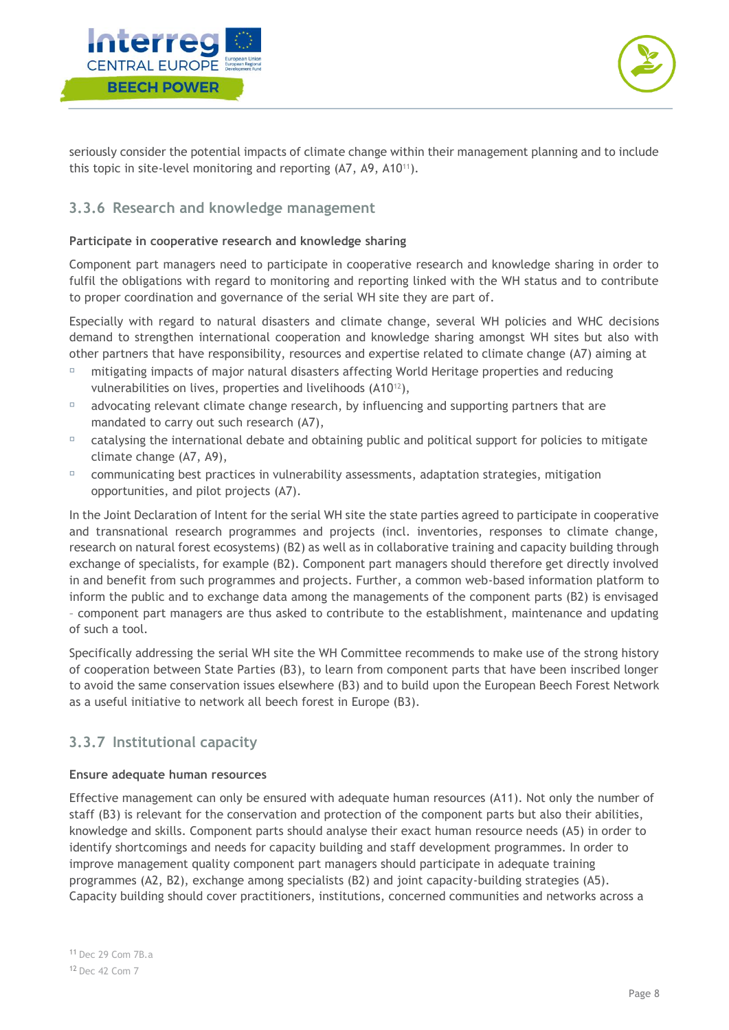seriously consider the potential impacts of climate change within their management planning and to include this topic in site-level monitoring and reporting (A7, A9, A10[11]).

### 3.3.6 Research and knowledge management

**Participate in cooperative research and knowledge sharing**

Component part managers need to participate in cooperative research and knowledge sharing in order to fulfil the obligations with regard to monitoring and reporting linked with the WH status and to contribute to proper coordination and governance of the serial WH site they are part of.

Especially with regard to natural disasters and climate change, several WH policies and WHC decisions demand to strengthen international cooperation and knowledge sharing amongst WH sites but also with other partners that have responsibility, resources and expertise related to climate change (A7) aiming at

- mitigating impacts of major natural disasters affecting World Heritage properties and reducing vulnerabilities on lives, properties and livelihoods (A10[12]),
- advocating relevant climate change research, by influencing and supporting partners that are mandated to carry out such research (A7),
- catalysing the international debate and obtaining public and political support for policies to mitigate climate change (A7, A9),
- communicating best practices in vulnerability assessments, adaptation strategies, mitigation opportunities, and pilot projects (A7).

In the Joint Declaration of Intent for the serial WH site the state parties agreed to participate in cooperative and transnational research programmes and projects (incl. inventories, responses to climate change, research on natural forest ecosystems) (B2) as well as in collaborative training and capacity building through exchange of specialists, for example (B2). Component part managers should therefore get directly involved in and benefit from such programmes and projects. Further, a common web-based information platform to inform the public and to exchange data among the managements of the component parts (B2) is envisaged - component part managers are thus asked to contribute to the establishment, maintenance and updating of such a tool.

Specifically addressing the serial WH site the WH Committee recommends to make use of the strong history of cooperation between State Parties (B3), to learn from component parts that have been inscribed longer to avoid the same conservation issues elsewhere (B3) and to build upon the European Beech Forest Network as a useful initiative to network all beech forest in Europe (B3).

### 3.3.7 Institutional capacity

**Ensure adequate human resources**

Effective management can only be ensured with adequate human resources (A11). Not only the number of staff (B3) is relevant for the conservation and protection of the component parts but also their abilities, knowledge and skills. Component parts should analyse their exact human resource needs (A5) in order to identify shortcomings and needs for capacity building and staff development programmes. In order to improve management quality component part managers should participate in adequate training programmes (A2, B2), exchange among specialists (B2) and joint capacity-building strategies (A5). Capacity building should cover practitioners, institutions, concerned communities and networks across a

[11] Dec 29 Com 7B.a

[12] Dec 42 Com 7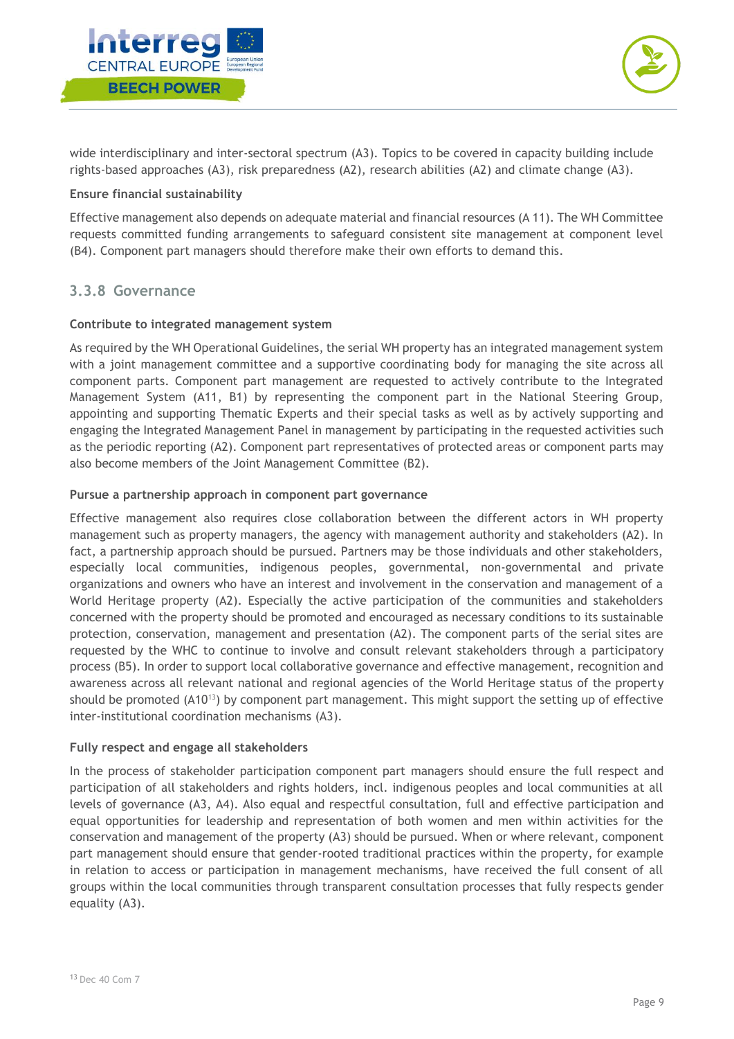wide interdisciplinary and inter-sectoral spectrum (A3). Topics to be covered in capacity building include rights-based approaches (A3), risk preparedness (A2), research abilities (A2) and climate change (A3).

**Ensure financial sustainability**

Effective management also depends on adequate material and financial resources (A 11). The WH Committee requests committed funding arrangements to safeguard consistent site management at component level (B4). Component part managers should therefore make their own efforts to demand this.

### 3.3.8 Governance

**Contribute to integrated management system**

As required by the WH Operational Guidelines, the serial WH property has an integrated management system with a joint management committee and a supportive coordinating body for managing the site across all component parts. Component part management are requested to actively contribute to the Integrated Management System (A11, B1) by representing the component part in the National Steering Group, appointing and supporting Thematic Experts and their special tasks as well as by actively supporting and engaging the Integrated Management Panel in management by participating in the requested activities such as the periodic reporting (A2). Component part representatives of protected areas or component parts may also become members of the Joint Management Committee (B2).

**Pursue a partnership approach in component part governance**

Effective management also requires close collaboration between the different actors in WH property management such as property managers, the agency with management authority and stakeholders (A2). In fact, a partnership approach should be pursued. Partners may be those individuals and other stakeholders, especially local communities, indigenous peoples, governmental, non-governmental and private organizations and owners who have an interest and involvement in the conservation and management of a World Heritage property (A2). Especially the active participation of the communities and stakeholders concerned with the property should be promoted and encouraged as necessary conditions to its sustainable protection, conservation, management and presentation (A2). The component parts of the serial sites are requested by the WHC to continue to involve and consult relevant stakeholders through a participatory process (B5). In order to support local collaborative governance and effective management, recognition and awareness across all relevant national and regional agencies of the World Heritage status of the property should be promoted (A10[13]) by component part management. This might support the setting up of effective inter-institutional coordination mechanisms (A3).

**Fully respect and engage all stakeholders**

In the process of stakeholder participation component part managers should ensure the full respect and participation of all stakeholders and rights holders, incl. indigenous peoples and local communities at all levels of governance (A3, A4). Also equal and respectful consultation, full and effective participation and equal opportunities for leadership and representation of both women and men within activities for the conservation and management of the property (A3) should be pursued. When or where relevant, component part management should ensure that gender-rooted traditional practices within the property, for example in relation to access or participation in management mechanisms, have received the full consent of all groups within the local communities through transparent consultation processes that fully respects gender equality (A3).

[13] Dec 40 Com 7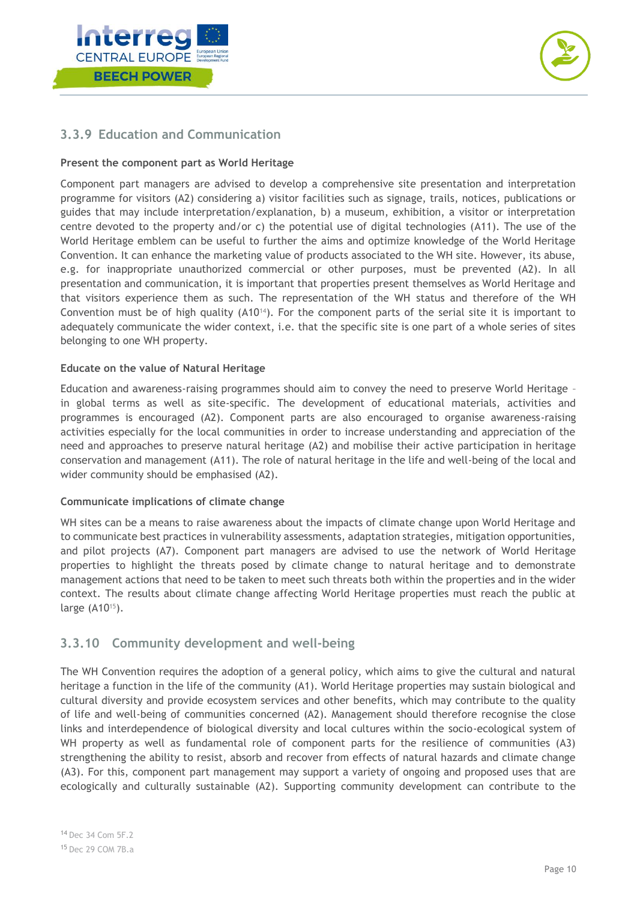### 3.3.9 Education and Communication

**Present the component part as World Heritage**

Component part managers are advised to develop a comprehensive site presentation and interpretation programme for visitors (A2) considering a) visitor facilities such as signage, trails, notices, publications or guides that may include interpretation/explanation, b) a museum, exhibition, a visitor or interpretation centre devoted to the property and/or c) the potential use of digital technologies (A11). The use of the World Heritage emblem can be useful to further the aims and optimize knowledge of the World Heritage Convention. It can enhance the marketing value of products associated to the WH site. However, its abuse, e.g. for inappropriate unauthorized commercial or other purposes, must be prevented (A2). In all presentation and communication, it is important that properties present themselves as World Heritage and that visitors experience them as such. The representation of the WH status and therefore of the WH Convention must be of high quality (A10[14]). For the component parts of the serial site it is important to adequately communicate the wider context, i.e. that the specific site is one part of a whole series of sites belonging to one WH property.

**Educate on the value of Natural Heritage**

Education and awareness-raising programmes should aim to convey the need to preserve World Heritage – in global terms as well as site-specific. The development of educational materials, activities and programmes is encouraged (A2). Component parts are also encouraged to organise awareness-raising activities especially for the local communities in order to increase understanding and appreciation of the need and approaches to preserve natural heritage (A2) and mobilise their active participation in heritage conservation and management (A11). The role of natural heritage in the life and well-being of the local and wider community should be emphasised (A2).

**Communicate implications of climate change**

WH sites can be a means to raise awareness about the impacts of climate change upon World Heritage and to communicate best practices in vulnerability assessments, adaptation strategies, mitigation opportunities, and pilot projects (A7). Component part managers are advised to use the network of World Heritage properties to highlight the threats posed by climate change to natural heritage and to demonstrate management actions that need to be taken to meet such threats both within the properties and in the wider context. The results about climate change affecting World Heritage properties must reach the public at large (A10[15]).

### 3.3.10 Community development and well-being

The WH Convention requires the adoption of a general policy, which aims to give the cultural and natural heritage a function in the life of the community (A1). World Heritage properties may sustain biological and cultural diversity and provide ecosystem services and other benefits, which may contribute to the quality of life and well-being of communities concerned (A2). Management should therefore recognise the close links and interdependence of biological diversity and local cultures within the socio-ecological system of WH property as well as fundamental role of component parts for the resilience of communities (A3) strengthening the ability to resist, absorb and recover from effects of natural hazards and climate change (A3). For this, component part management may support a variety of ongoing and proposed uses that are ecologically and culturally sustainable (A2). Supporting community development can contribute to the

[14] Dec 34 Com 5F.2

[15] Dec 29 COM 7B.a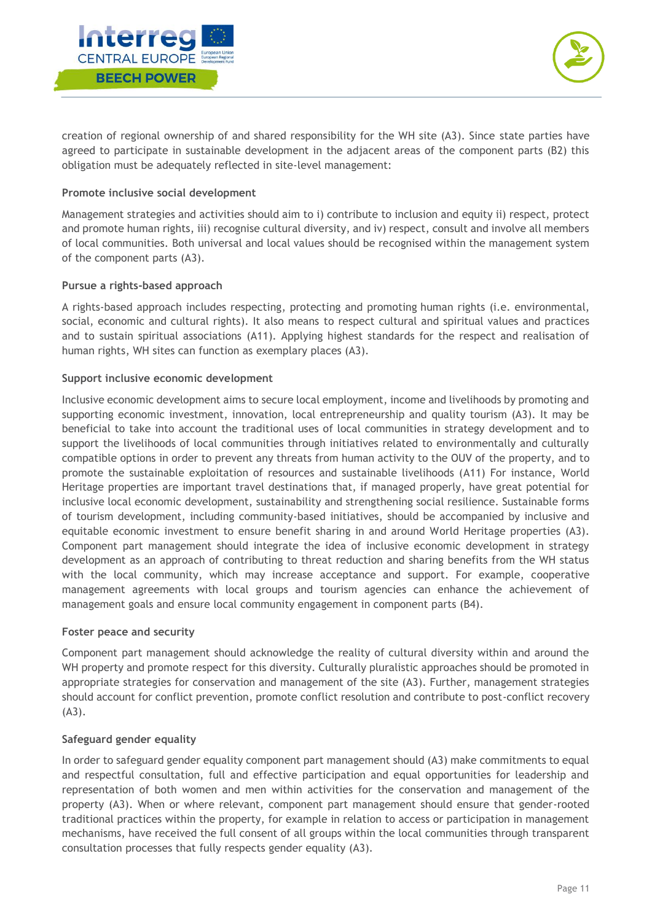creation of regional ownership of and shared responsibility for the WH site (A3). Since state parties have agreed to participate in sustainable development in the adjacent areas of the component parts (B2) this obligation must be adequately reflected in site-level management:

#### Promote inclusive social development

Management strategies and activities should aim to i) contribute to inclusion and equity ii) respect, protect and promote human rights, iii) recognise cultural diversity, and iv) respect, consult and involve all members of local communities. Both universal and local values should be recognised within the management system of the component parts (A3).

#### Pursue a rights-based approach

A rights-based approach includes respecting, protecting and promoting human rights (i.e. environmental, social, economic and cultural rights). It also means to respect cultural and spiritual values and practices and to sustain spiritual associations (A11). Applying highest standards for the respect and realisation of human rights, WH sites can function as exemplary places (A3).

#### Support inclusive economic development

Inclusive economic development aims to secure local employment, income and livelihoods by promoting and supporting economic investment, innovation, local entrepreneurship and quality tourism (A3). It may be beneficial to take into account the traditional uses of local communities in strategy development and to support the livelihoods of local communities through initiatives related to environmentally and culturally compatible options in order to prevent any threats from human activity to the OUV of the property, and to promote the sustainable exploitation of resources and sustainable livelihoods (A11) For instance, World Heritage properties are important travel destinations that, if managed properly, have great potential for inclusive local economic development, sustainability and strengthening social resilience. Sustainable forms of tourism development, including community-based initiatives, should be accompanied by inclusive and equitable economic investment to ensure benefit sharing in and around World Heritage properties (A3). Component part management should integrate the idea of inclusive economic development in strategy development as an approach of contributing to threat reduction and sharing benefits from the WH status with the local community, which may increase acceptance and support. For example, cooperative management agreements with local groups and tourism agencies can enhance the achievement of management goals and ensure local community engagement in component parts (B4).

#### Foster peace and security

Component part management should acknowledge the reality of cultural diversity within and around the WH property and promote respect for this diversity. Culturally pluralistic approaches should be promoted in appropriate strategies for conservation and management of the site (A3). Further, management strategies should account for conflict prevention, promote conflict resolution and contribute to post-conflict recovery (A3).

#### Safeguard gender equality

In order to safeguard gender equality component part management should (A3) make commitments to equal and respectful consultation, full and effective participation and equal opportunities for leadership and representation of both women and men within activities for the conservation and management of the property (A3). When or where relevant, component part management should ensure that gender-rooted traditional practices within the property, for example in relation to access or participation in management mechanisms, have received the full consent of all groups within the local communities through transparent consultation processes that fully respects gender equality (A3).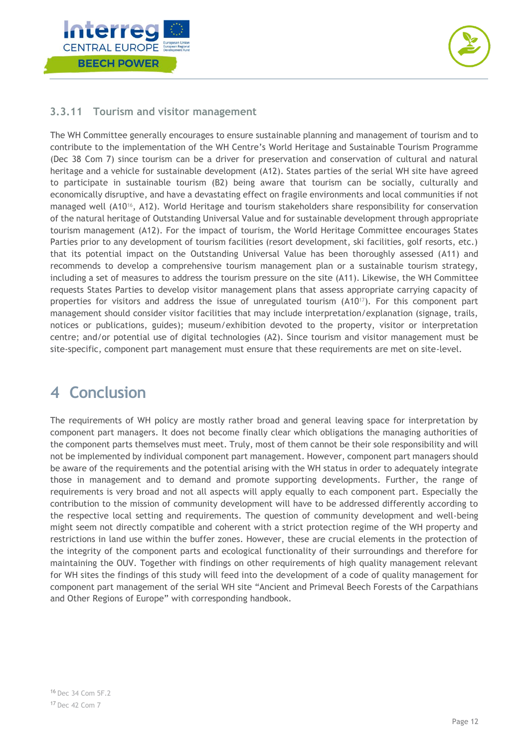### 3.3.11 Tourism and visitor management

The WH Committee generally encourages to ensure sustainable planning and management of tourism and to contribute to the implementation of the WH Centre's World Heritage and Sustainable Tourism Programme (Dec 38 Com 7) since tourism can be a driver for preservation and conservation of cultural and natural heritage and a vehicle for sustainable development (A12). States parties of the serial WH site have agreed to participate in sustainable tourism (B2) being aware that tourism can be socially, culturally and economically disruptive, and have a devastating effect on fragile environments and local communities if not managed well (A10[16], A12). World Heritage and tourism stakeholders share responsibility for conservation of the natural heritage of Outstanding Universal Value and for sustainable development through appropriate tourism management (A12). For the impact of tourism, the World Heritage Committee encourages States Parties prior to any development of tourism facilities (resort development, ski facilities, golf resorts, etc.) that its potential impact on the Outstanding Universal Value has been thoroughly assessed (A11) and recommends to develop a comprehensive tourism management plan or a sustainable tourism strategy, including a set of measures to address the tourism pressure on the site (A11). Likewise, the WH Committee requests States Parties to develop visitor management plans that assess appropriate carrying capacity of properties for visitors and address the issue of unregulated tourism (A10[17]). For this component part management should consider visitor facilities that may include interpretation/explanation (signage, trails, notices or publications, guides); museum/exhibition devoted to the property, visitor or interpretation centre; and/or potential use of digital technologies (A2). Since tourism and visitor management must be site-specific, component part management must ensure that these requirements are met on site-level.

# 4 Conclusion

The requirements of WH policy are mostly rather broad and general leaving space for interpretation by component part managers. It does not become finally clear which obligations the managing authorities of the component parts themselves must meet. Truly, most of them cannot be their sole responsibility and will not be implemented by individual component part management. However, component part managers should be aware of the requirements and the potential arising with the WH status in order to adequately integrate those in management and to demand and promote supporting developments. Further, the range of requirements is very broad and not all aspects will apply equally to each component part. Especially the contribution to the mission of community development will have to be addressed differently according to the respective local setting and requirements. The question of community development and well-being might seem not directly compatible and coherent with a strict protection regime of the WH property and restrictions in land use within the buffer zones. However, these are crucial elements in the protection of the integrity of the component parts and ecological functionality of their surroundings and therefore for maintaining the OUV. Together with findings on other requirements of high quality management relevant for WH sites the findings of this study will feed into the development of a code of quality management for component part management of the serial WH site "Ancient and Primeval Beech Forests of the Carpathians and Other Regions of Europe" with corresponding handbook.

[16] Dec 34 Com 5F.2

[17] Dec 42 Com 7